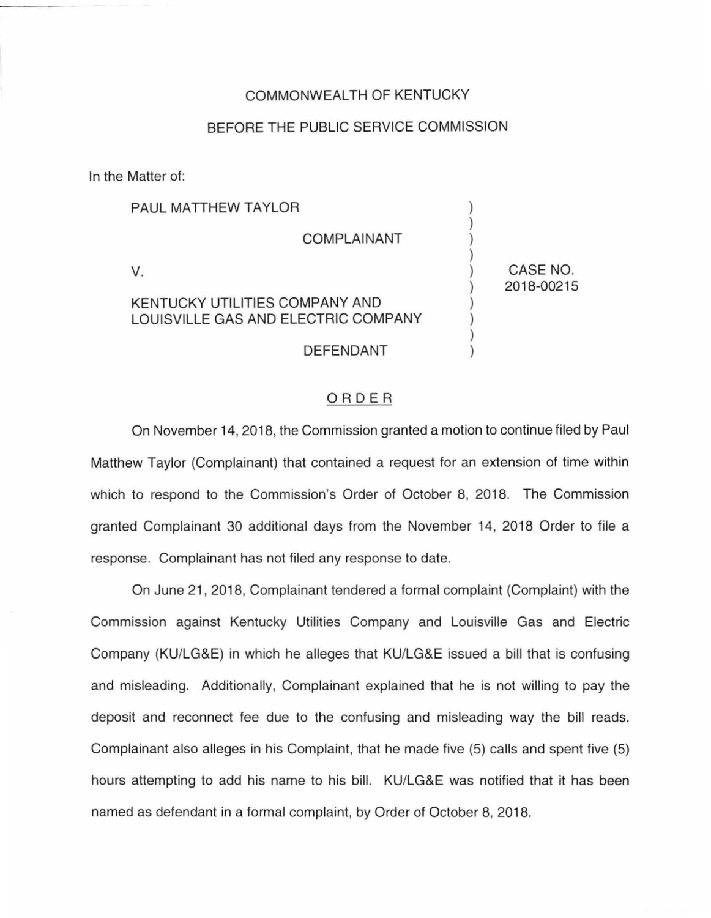COMMONWEALTH OF KENTUCKY

BEFORE THE PUBLIC SERVICE COMMISSION

In the Matter of:

| | | |
|---|---|---|
| PAUL MATTHEW TAYLOR | ) | |
| COMPLAINANT | ) | |
| V. | ) | CASE NO. 2018-00215 |
| KENTUCKY UTILITIES COMPANY AND LOUISVILLE GAS AND ELECTRIC COMPANY | ) | |
| DEFENDANT | ) | |

## ORDER

On November 14, 2018, the Commission granted a motion to continue filed by Paul Matthew Taylor (Complainant) that contained a request for an extension of time within which to respond to the Commission's Order of October 8, 2018. The Commission granted Complainant 30 additional days from the November 14, 2018 Order to file a response. Complainant has not filed any response to date.

On June 21, 2018, Complainant tendered a formal complaint (Complaint) with the Commission against Kentucky Utilities Company and Louisville Gas and Electric Company (KU/LG&E) in which he alleges that KU/LG&E issued a bill that is confusing and misleading. Additionally, Complainant explained that he is not willing to pay the deposit and reconnect fee due to the confusing and misleading way the bill reads. Complainant also alleges in his Complaint, that he made five (5) calls and spent five (5) hours attempting to add his name to his bill. KU/LG&E was notified that it has been named as defendant in a formal complaint, by Order of October 8, 2018.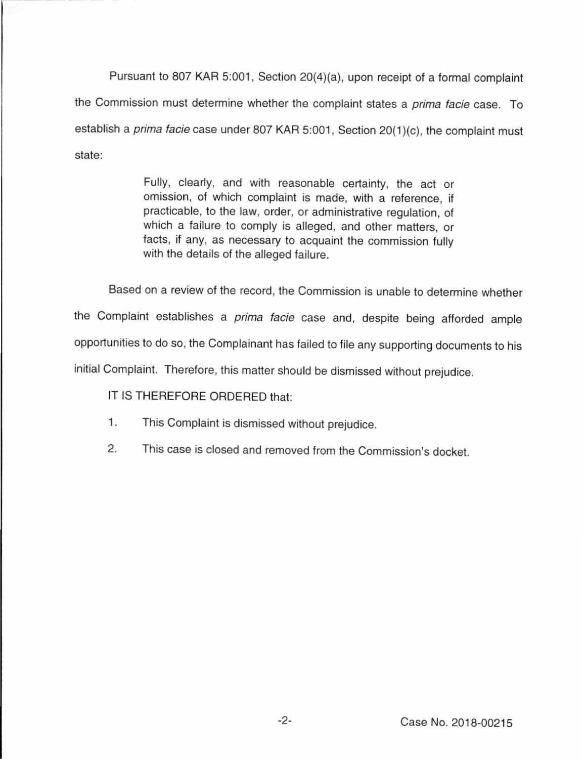Pursuant to 807 KAR 5:001, Section 20(4)(a), upon receipt of a formal complaint the Commission must determine whether the complaint states a *prima facie* case. To establish a *prima facie* case under 807 KAR 5:001, Section 20(1)(c), the complaint must state:

> Fully, clearly, and with reasonable certainty, the act or omission, of which complaint is made, with a reference, if practicable, to the law, order, or administrative regulation, of which a failure to comply is alleged, and other matters, or facts, if any, as necessary to acquaint the commission fully with the details of the alleged failure.

Based on a review of the record, the Commission is unable to determine whether the Complaint establishes a *prima facie* case and, despite being afforded ample opportunities to do so, the Complainant has failed to file any supporting documents to his initial Complaint. Therefore, this matter should be dismissed without prejudice.

IT IS THEREFORE ORDERED that:

1. This Complaint is dismissed without prejudice.
2. This case is closed and removed from the Commission's docket.

Case No. 2018-00215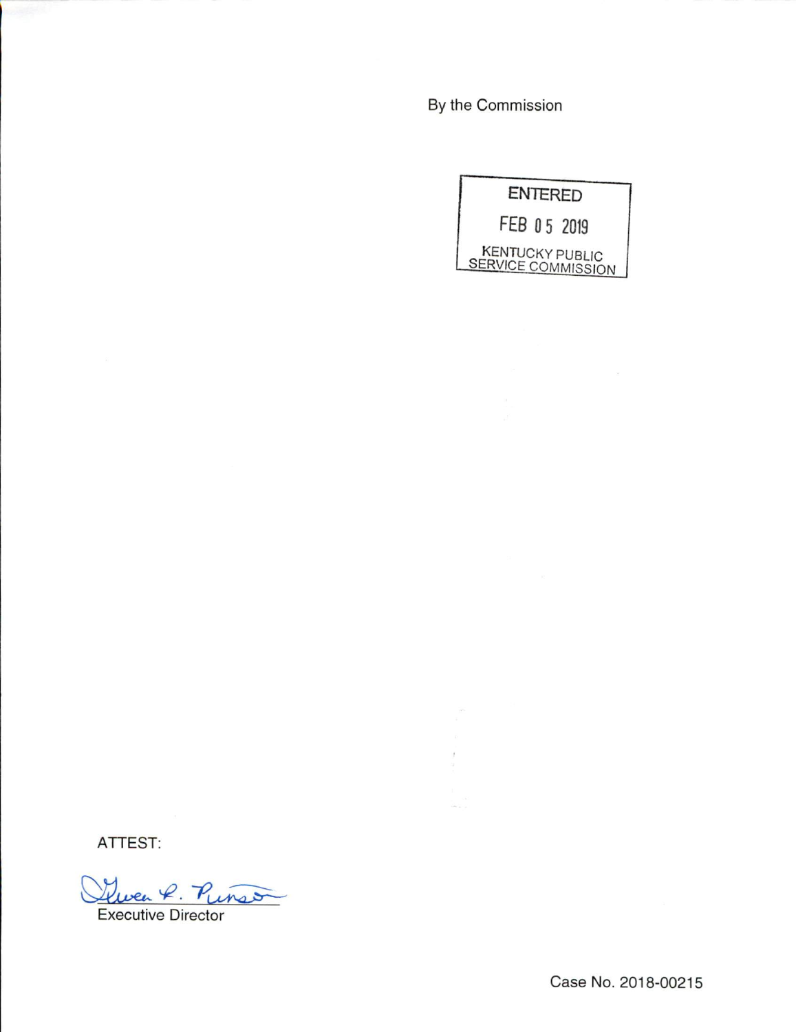By the Commission

ENTERED

FEB 05 2019

KENTUCKY PUBLIC SERVICE COMMISSION

ATTEST:

Gwen R. Pinson

Executive Director

Case No. 2018-00215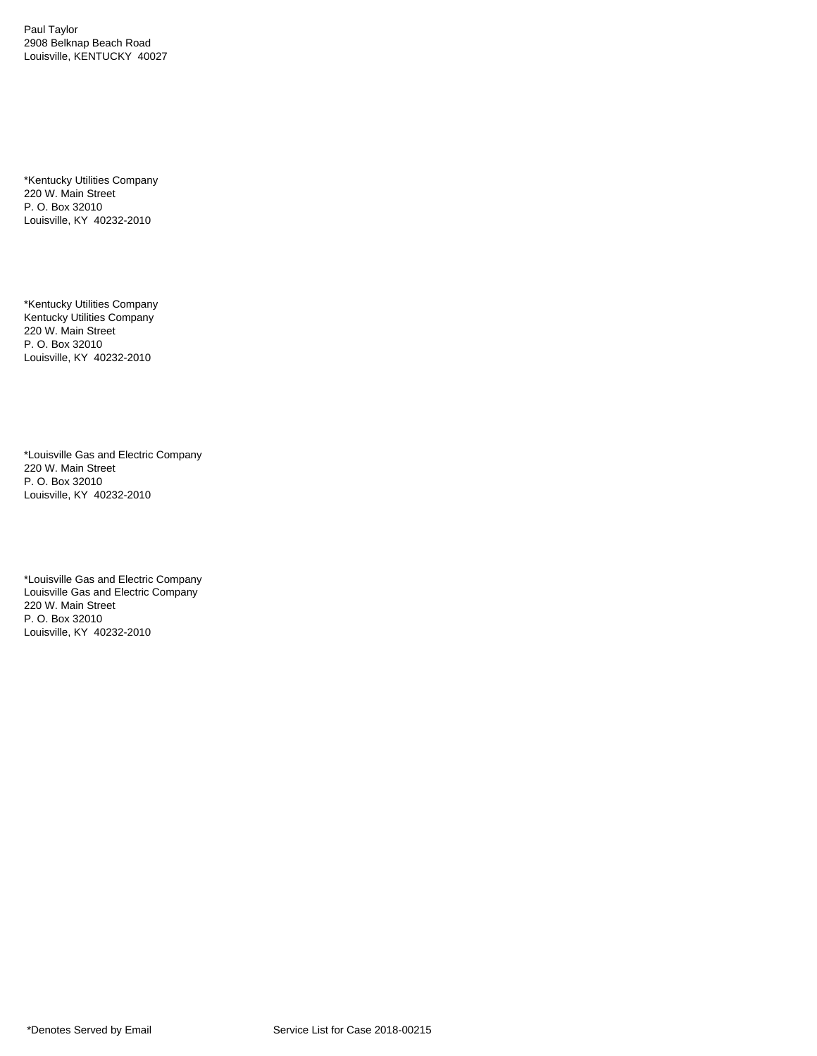Paul Taylor
2908 Belknap Beach Road
Louisville, KENTUCKY  40027

*Kentucky Utilities Company
220 W. Main Street
P. O. Box 32010
Louisville, KY  40232-2010

*Kentucky Utilities Company
Kentucky Utilities Company
220 W. Main Street
P. O. Box 32010
Louisville, KY  40232-2010

*Louisville Gas and Electric Company
220 W. Main Street
P. O. Box 32010
Louisville, KY  40232-2010

*Louisville Gas and Electric Company
Louisville Gas and Electric Company
220 W. Main Street
P. O. Box 32010
Louisville, KY  40232-2010

*Denotes Served by Email

Service List for Case 2018-00215